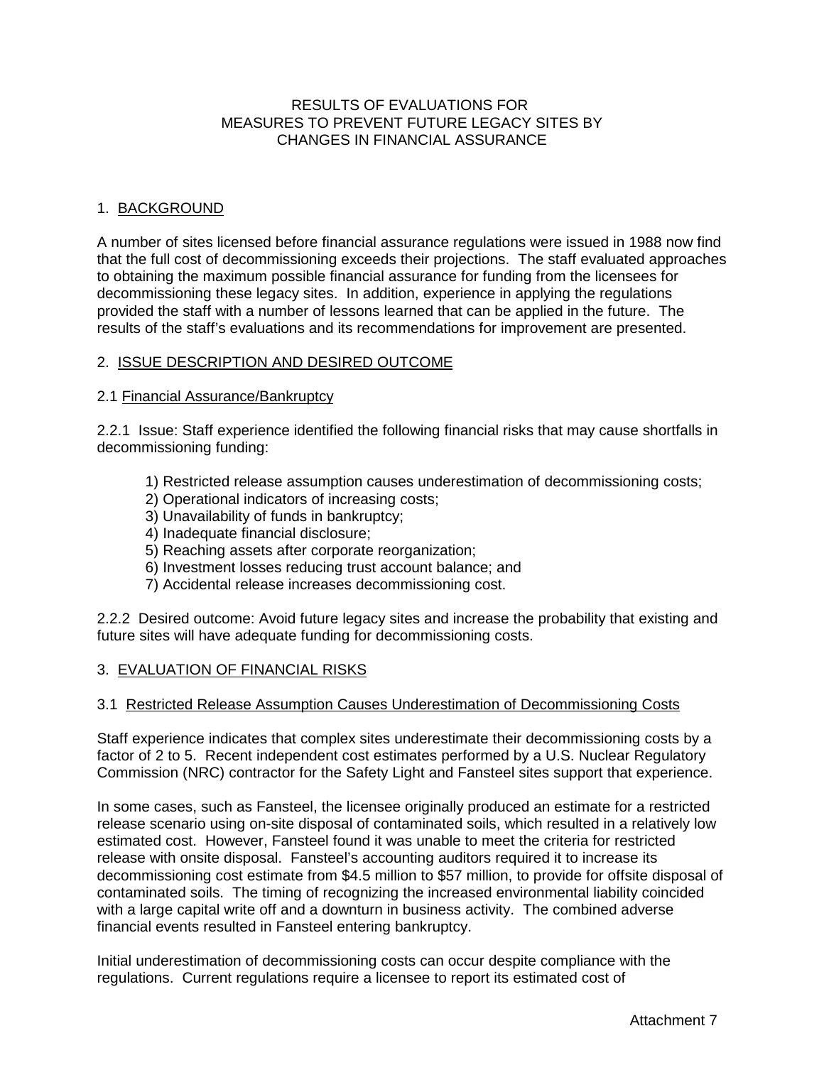# RESULTS OF EVALUATIONS FOR MEASURES TO PREVENT FUTURE LEGACY SITES BY CHANGES IN FINANCIAL ASSURANCE

## 1. BACKGROUND

A number of sites licensed before financial assurance regulations were issued in 1988 now find that the full cost of decommissioning exceeds their projections. The staff evaluated approaches to obtaining the maximum possible financial assurance for funding from the licensees for decommissioning these legacy sites. In addition, experience in applying the regulations provided the staff with a number of lessons learned that can be applied in the future. The results of the staff's evaluations and its recommendations for improvement are presented.

## 2. ISSUE DESCRIPTION AND DESIRED OUTCOME

### 2.1 Financial Assurance/Bankruptcy

2.2.1 Issue: Staff experience identified the following financial risks that may cause shortfalls in decommissioning funding:

1) Restricted release assumption causes underestimation of decommissioning costs;
2) Operational indicators of increasing costs;
3) Unavailability of funds in bankruptcy;
4) Inadequate financial disclosure;
5) Reaching assets after corporate reorganization;
6) Investment losses reducing trust account balance; and
7) Accidental release increases decommissioning cost.

2.2.2 Desired outcome: Avoid future legacy sites and increase the probability that existing and future sites will have adequate funding for decommissioning costs.

## 3. EVALUATION OF FINANCIAL RISKS

### 3.1 Restricted Release Assumption Causes Underestimation of Decommissioning Costs

Staff experience indicates that complex sites underestimate their decommissioning costs by a factor of 2 to 5. Recent independent cost estimates performed by a U.S. Nuclear Regulatory Commission (NRC) contractor for the Safety Light and Fansteel sites support that experience.

In some cases, such as Fansteel, the licensee originally produced an estimate for a restricted release scenario using on-site disposal of contaminated soils, which resulted in a relatively low estimated cost. However, Fansteel found it was unable to meet the criteria for restricted release with onsite disposal. Fansteel's accounting auditors required it to increase its decommissioning cost estimate from $4.5 million to $57 million, to provide for offsite disposal of contaminated soils. The timing of recognizing the increased environmental liability coincided with a large capital write off and a downturn in business activity. The combined adverse financial events resulted in Fansteel entering bankruptcy.

Initial underestimation of decommissioning costs can occur despite compliance with the regulations. Current regulations require a licensee to report its estimated cost of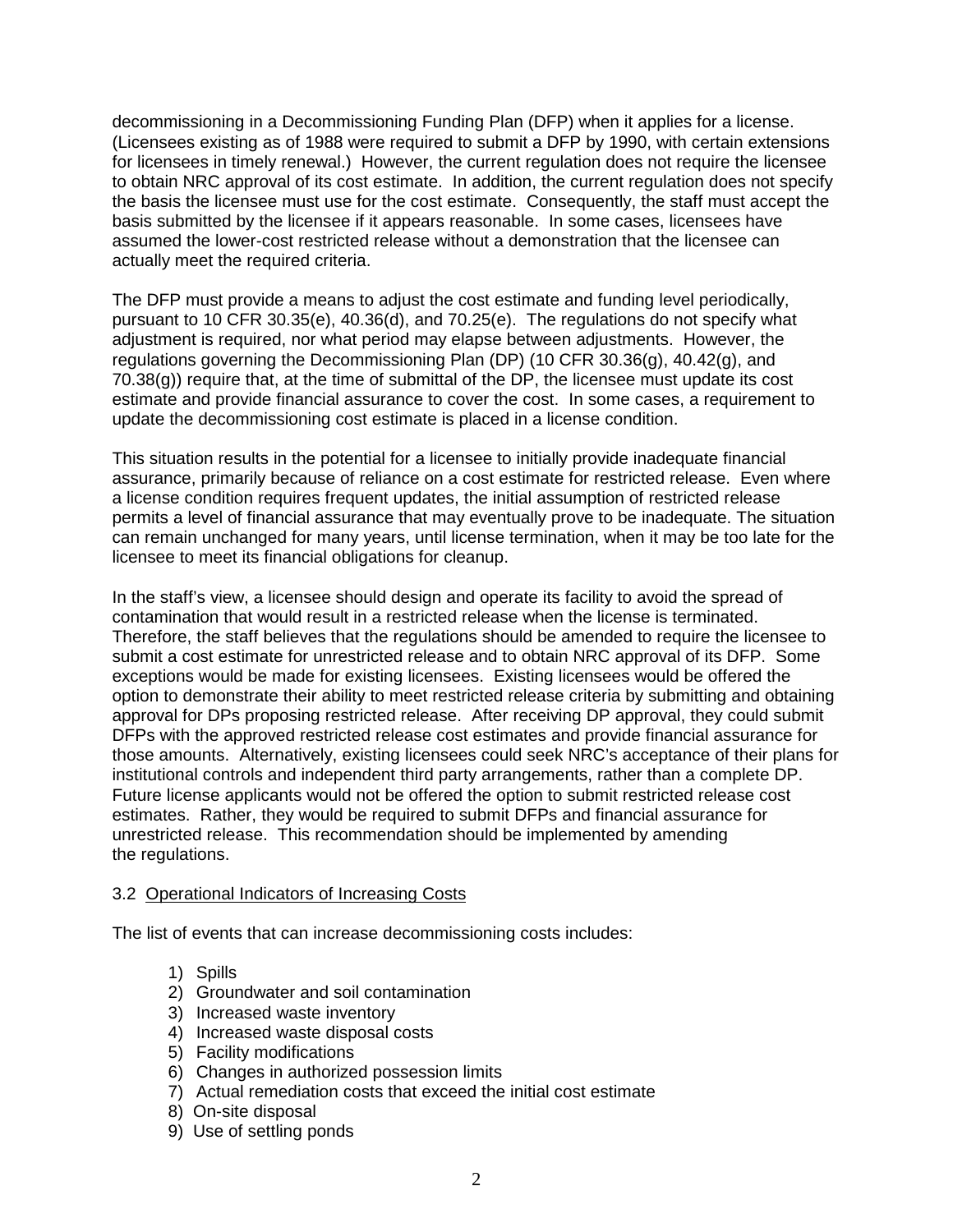decommissioning in a Decommissioning Funding Plan (DFP) when it applies for a license. (Licensees existing as of 1988 were required to submit a DFP by 1990, with certain extensions for licensees in timely renewal.) However, the current regulation does not require the licensee to obtain NRC approval of its cost estimate. In addition, the current regulation does not specify the basis the licensee must use for the cost estimate. Consequently, the staff must accept the basis submitted by the licensee if it appears reasonable. In some cases, licensees have assumed the lower-cost restricted release without a demonstration that the licensee can actually meet the required criteria.

The DFP must provide a means to adjust the cost estimate and funding level periodically, pursuant to 10 CFR 30.35(e), 40.36(d), and 70.25(e). The regulations do not specify what adjustment is required, nor what period may elapse between adjustments. However, the regulations governing the Decommissioning Plan (DP) (10 CFR 30.36(g), 40.42(g), and 70.38(g)) require that, at the time of submittal of the DP, the licensee must update its cost estimate and provide financial assurance to cover the cost. In some cases, a requirement to update the decommissioning cost estimate is placed in a license condition.

This situation results in the potential for a licensee to initially provide inadequate financial assurance, primarily because of reliance on a cost estimate for restricted release. Even where a license condition requires frequent updates, the initial assumption of restricted release permits a level of financial assurance that may eventually prove to be inadequate. The situation can remain unchanged for many years, until license termination, when it may be too late for the licensee to meet its financial obligations for cleanup.

In the staff's view, a licensee should design and operate its facility to avoid the spread of contamination that would result in a restricted release when the license is terminated. Therefore, the staff believes that the regulations should be amended to require the licensee to submit a cost estimate for unrestricted release and to obtain NRC approval of its DFP. Some exceptions would be made for existing licensees. Existing licensees would be offered the option to demonstrate their ability to meet restricted release criteria by submitting and obtaining approval for DPs proposing restricted release. After receiving DP approval, they could submit DFPs with the approved restricted release cost estimates and provide financial assurance for those amounts. Alternatively, existing licensees could seek NRC's acceptance of their plans for institutional controls and independent third party arrangements, rather than a complete DP. Future license applicants would not be offered the option to submit restricted release cost estimates. Rather, they would be required to submit DFPs and financial assurance for unrestricted release. This recommendation should be implemented by amending the regulations.

### 3.2 Operational Indicators of Increasing Costs

The list of events that can increase decommissioning costs includes:

1) Spills
2) Groundwater and soil contamination
3) Increased waste inventory
4) Increased waste disposal costs
5) Facility modifications
6) Changes in authorized possession limits
7) Actual remediation costs that exceed the initial cost estimate
8) On-site disposal
9) Use of settling ponds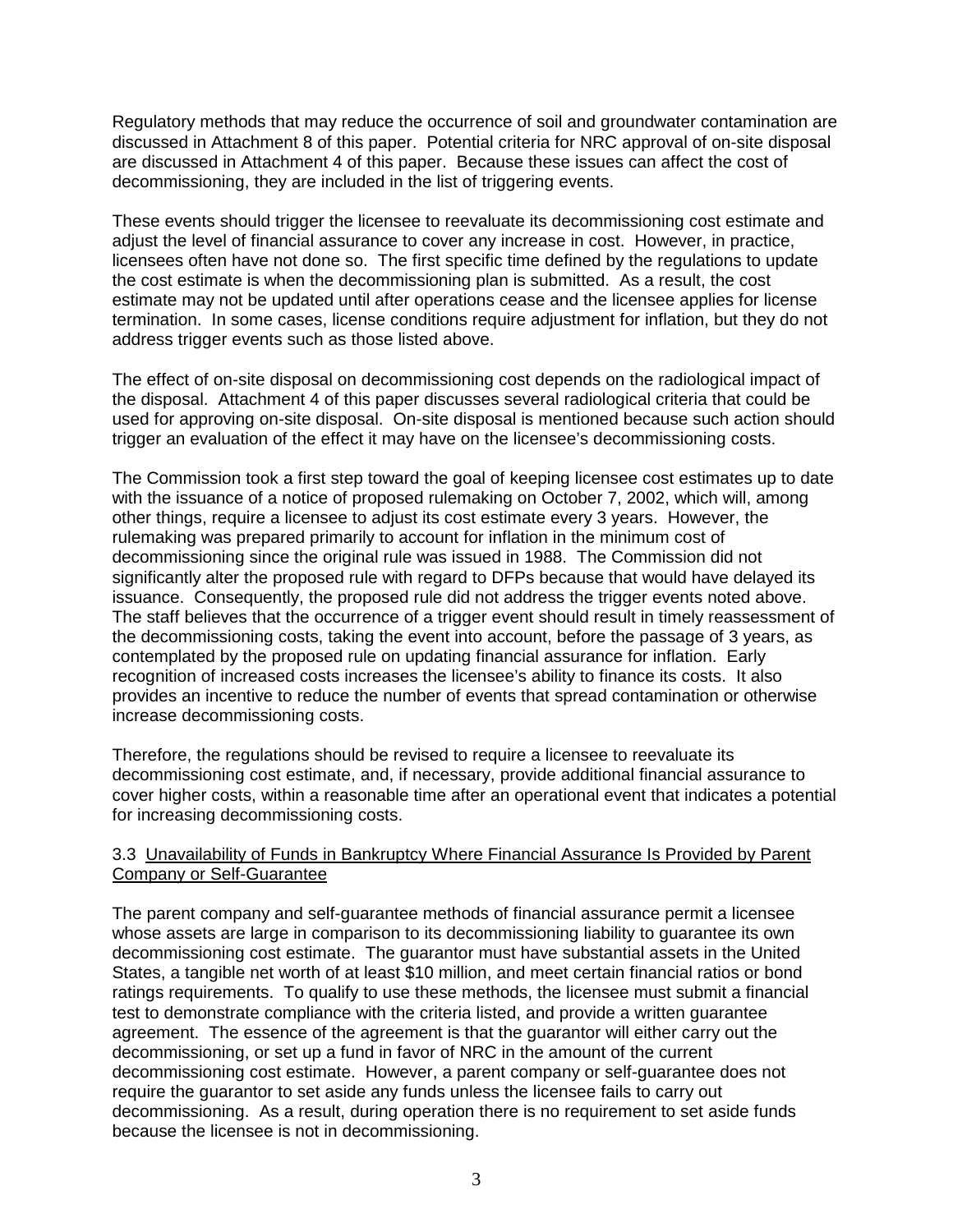Regulatory methods that may reduce the occurrence of soil and groundwater contamination are discussed in Attachment 8 of this paper. Potential criteria for NRC approval of on-site disposal are discussed in Attachment 4 of this paper. Because these issues can affect the cost of decommissioning, they are included in the list of triggering events.

These events should trigger the licensee to reevaluate its decommissioning cost estimate and adjust the level of financial assurance to cover any increase in cost. However, in practice, licensees often have not done so. The first specific time defined by the regulations to update the cost estimate is when the decommissioning plan is submitted. As a result, the cost estimate may not be updated until after operations cease and the licensee applies for license termination. In some cases, license conditions require adjustment for inflation, but they do not address trigger events such as those listed above.

The effect of on-site disposal on decommissioning cost depends on the radiological impact of the disposal. Attachment 4 of this paper discusses several radiological criteria that could be used for approving on-site disposal. On-site disposal is mentioned because such action should trigger an evaluation of the effect it may have on the licensee's decommissioning costs.

The Commission took a first step toward the goal of keeping licensee cost estimates up to date with the issuance of a notice of proposed rulemaking on October 7, 2002, which will, among other things, require a licensee to adjust its cost estimate every 3 years. However, the rulemaking was prepared primarily to account for inflation in the minimum cost of decommissioning since the original rule was issued in 1988. The Commission did not significantly alter the proposed rule with regard to DFPs because that would have delayed its issuance. Consequently, the proposed rule did not address the trigger events noted above. The staff believes that the occurrence of a trigger event should result in timely reassessment of the decommissioning costs, taking the event into account, before the passage of 3 years, as contemplated by the proposed rule on updating financial assurance for inflation. Early recognition of increased costs increases the licensee's ability to finance its costs. It also provides an incentive to reduce the number of events that spread contamination or otherwise increase decommissioning costs.

Therefore, the regulations should be revised to require a licensee to reevaluate its decommissioning cost estimate, and, if necessary, provide additional financial assurance to cover higher costs, within a reasonable time after an operational event that indicates a potential for increasing decommissioning costs.

### 3.3 Unavailability of Funds in Bankruptcy Where Financial Assurance Is Provided by Parent Company or Self-Guarantee

The parent company and self-guarantee methods of financial assurance permit a licensee whose assets are large in comparison to its decommissioning liability to guarantee its own decommissioning cost estimate. The guarantor must have substantial assets in the United States, a tangible net worth of at least $10 million, and meet certain financial ratios or bond ratings requirements. To qualify to use these methods, the licensee must submit a financial test to demonstrate compliance with the criteria listed, and provide a written guarantee agreement. The essence of the agreement is that the guarantor will either carry out the decommissioning, or set up a fund in favor of NRC in the amount of the current decommissioning cost estimate. However, a parent company or self-guarantee does not require the guarantor to set aside any funds unless the licensee fails to carry out decommissioning. As a result, during operation there is no requirement to set aside funds because the licensee is not in decommissioning.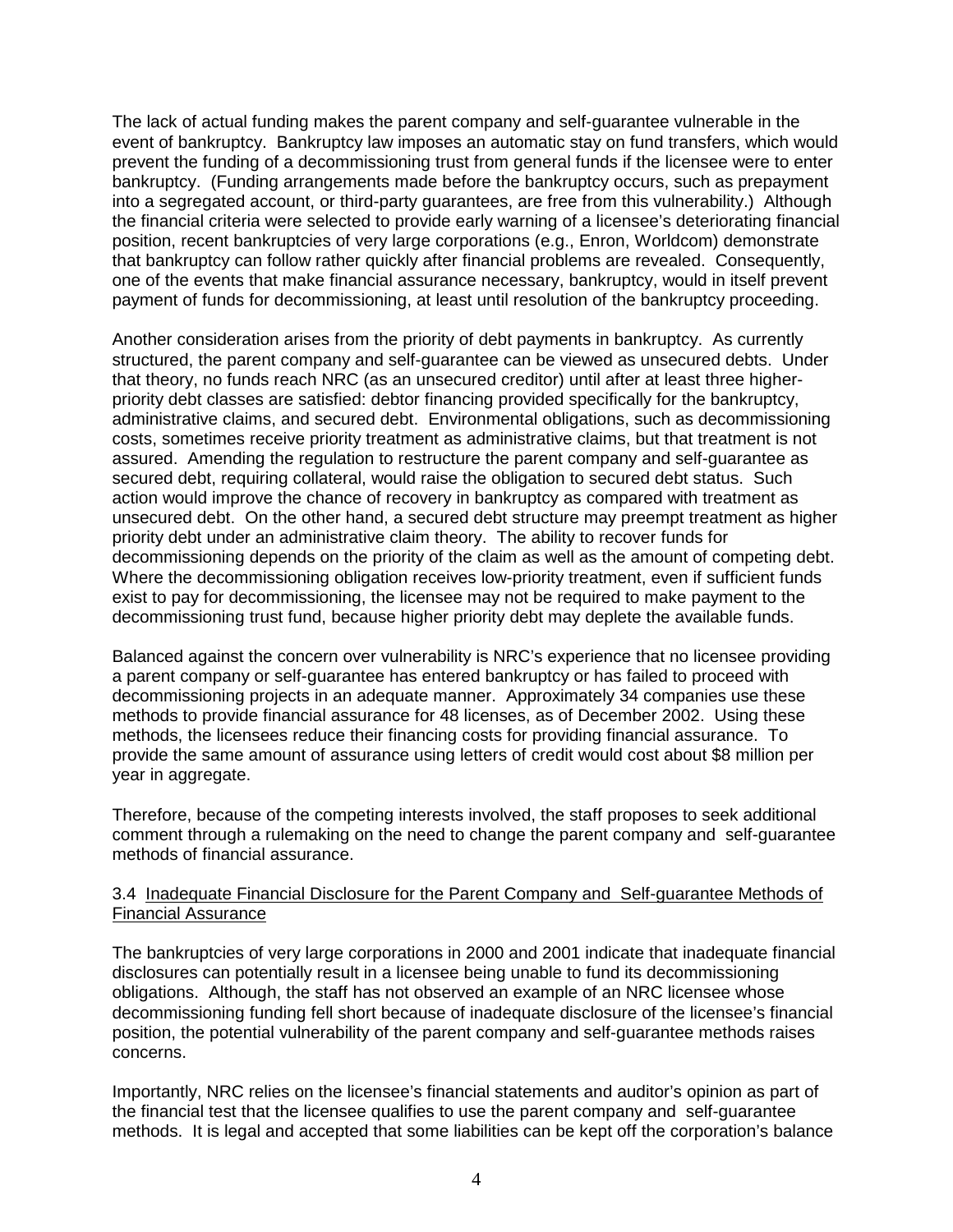The lack of actual funding makes the parent company and self-guarantee vulnerable in the event of bankruptcy. Bankruptcy law imposes an automatic stay on fund transfers, which would prevent the funding of a decommissioning trust from general funds if the licensee were to enter bankruptcy. (Funding arrangements made before the bankruptcy occurs, such as prepayment into a segregated account, or third-party guarantees, are free from this vulnerability.) Although the financial criteria were selected to provide early warning of a licensee's deteriorating financial position, recent bankruptcies of very large corporations (e.g., Enron, Worldcom) demonstrate that bankruptcy can follow rather quickly after financial problems are revealed. Consequently, one of the events that make financial assurance necessary, bankruptcy, would in itself prevent payment of funds for decommissioning, at least until resolution of the bankruptcy proceeding.

Another consideration arises from the priority of debt payments in bankruptcy. As currently structured, the parent company and self-guarantee can be viewed as unsecured debts. Under that theory, no funds reach NRC (as an unsecured creditor) until after at least three higher-priority debt classes are satisfied: debtor financing provided specifically for the bankruptcy, administrative claims, and secured debt. Environmental obligations, such as decommissioning costs, sometimes receive priority treatment as administrative claims, but that treatment is not assured. Amending the regulation to restructure the parent company and self-guarantee as secured debt, requiring collateral, would raise the obligation to secured debt status. Such action would improve the chance of recovery in bankruptcy as compared with treatment as unsecured debt. On the other hand, a secured debt structure may preempt treatment as higher priority debt under an administrative claim theory. The ability to recover funds for decommissioning depends on the priority of the claim as well as the amount of competing debt. Where the decommissioning obligation receives low-priority treatment, even if sufficient funds exist to pay for decommissioning, the licensee may not be required to make payment to the decommissioning trust fund, because higher priority debt may deplete the available funds.

Balanced against the concern over vulnerability is NRC's experience that no licensee providing a parent company or self-guarantee has entered bankruptcy or has failed to proceed with decommissioning projects in an adequate manner. Approximately 34 companies use these methods to provide financial assurance for 48 licenses, as of December 2002. Using these methods, the licensees reduce their financing costs for providing financial assurance. To provide the same amount of assurance using letters of credit would cost about $8 million per year in aggregate.

Therefore, because of the competing interests involved, the staff proposes to seek additional comment through a rulemaking on the need to change the parent company and self-guarantee methods of financial assurance.

### 3.4 Inadequate Financial Disclosure for the Parent Company and Self-guarantee Methods of Financial Assurance

The bankruptcies of very large corporations in 2000 and 2001 indicate that inadequate financial disclosures can potentially result in a licensee being unable to fund its decommissioning obligations. Although, the staff has not observed an example of an NRC licensee whose decommissioning funding fell short because of inadequate disclosure of the licensee's financial position, the potential vulnerability of the parent company and self-guarantee methods raises concerns.

Importantly, NRC relies on the licensee's financial statements and auditor's opinion as part of the financial test that the licensee qualifies to use the parent company and self-guarantee methods. It is legal and accepted that some liabilities can be kept off the corporation's balance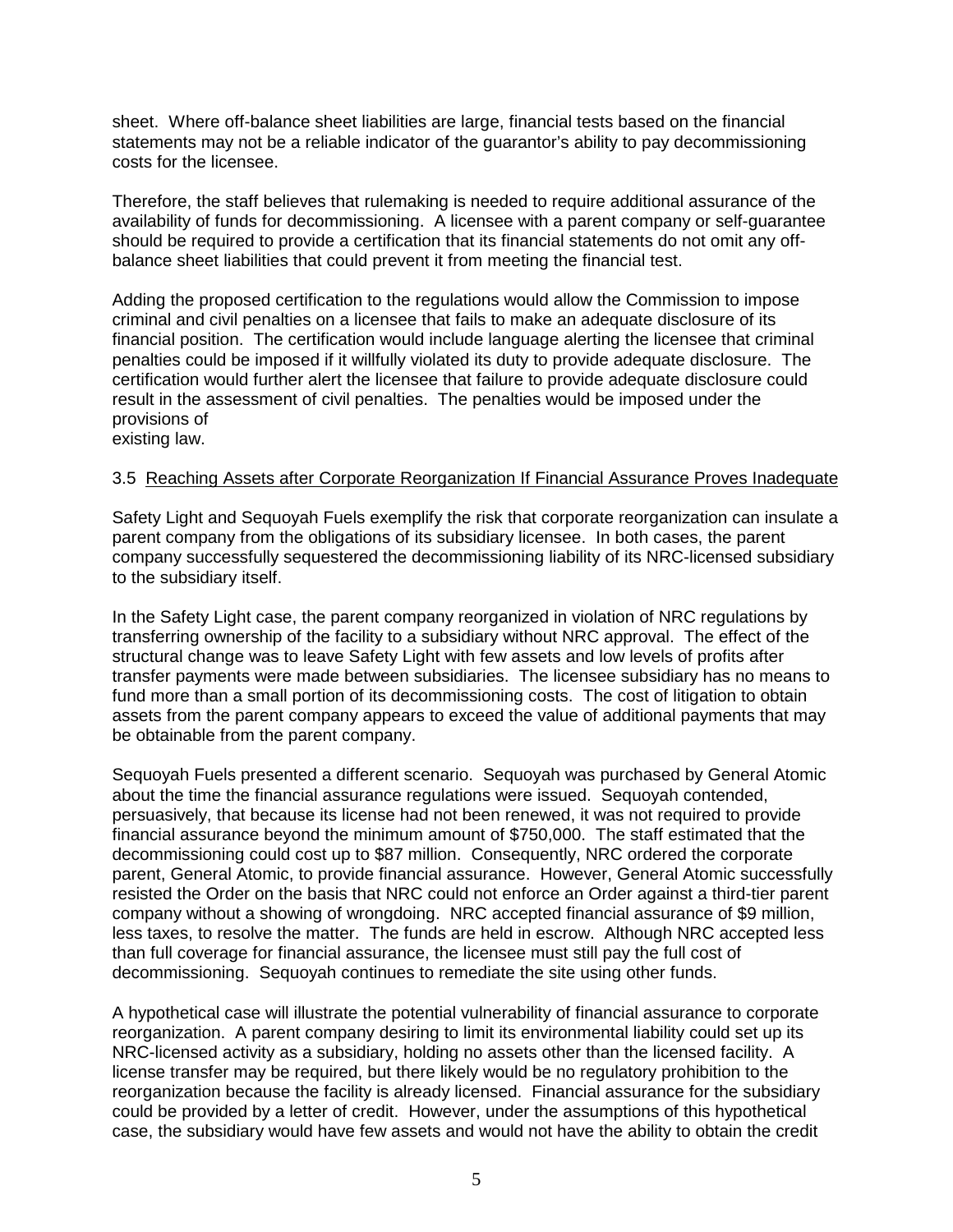sheet. Where off-balance sheet liabilities are large, financial tests based on the financial statements may not be a reliable indicator of the guarantor's ability to pay decommissioning costs for the licensee.

Therefore, the staff believes that rulemaking is needed to require additional assurance of the availability of funds for decommissioning. A licensee with a parent company or self-guarantee should be required to provide a certification that its financial statements do not omit any off-balance sheet liabilities that could prevent it from meeting the financial test.

Adding the proposed certification to the regulations would allow the Commission to impose criminal and civil penalties on a licensee that fails to make an adequate disclosure of its financial position. The certification would include language alerting the licensee that criminal penalties could be imposed if it willfully violated its duty to provide adequate disclosure. The certification would further alert the licensee that failure to provide adequate disclosure could result in the assessment of civil penalties. The penalties would be imposed under the provisions of existing law.

### 3.5 Reaching Assets after Corporate Reorganization If Financial Assurance Proves Inadequate

Safety Light and Sequoyah Fuels exemplify the risk that corporate reorganization can insulate a parent company from the obligations of its subsidiary licensee. In both cases, the parent company successfully sequestered the decommissioning liability of its NRC-licensed subsidiary to the subsidiary itself.

In the Safety Light case, the parent company reorganized in violation of NRC regulations by transferring ownership of the facility to a subsidiary without NRC approval. The effect of the structural change was to leave Safety Light with few assets and low levels of profits after transfer payments were made between subsidiaries. The licensee subsidiary has no means to fund more than a small portion of its decommissioning costs. The cost of litigation to obtain assets from the parent company appears to exceed the value of additional payments that may be obtainable from the parent company.

Sequoyah Fuels presented a different scenario. Sequoyah was purchased by General Atomic about the time the financial assurance regulations were issued. Sequoyah contended, persuasively, that because its license had not been renewed, it was not required to provide financial assurance beyond the minimum amount of $750,000. The staff estimated that the decommissioning could cost up to $87 million. Consequently, NRC ordered the corporate parent, General Atomic, to provide financial assurance. However, General Atomic successfully resisted the Order on the basis that NRC could not enforce an Order against a third-tier parent company without a showing of wrongdoing. NRC accepted financial assurance of $9 million, less taxes, to resolve the matter. The funds are held in escrow. Although NRC accepted less than full coverage for financial assurance, the licensee must still pay the full cost of decommissioning. Sequoyah continues to remediate the site using other funds.

A hypothetical case will illustrate the potential vulnerability of financial assurance to corporate reorganization. A parent company desiring to limit its environmental liability could set up its NRC-licensed activity as a subsidiary, holding no assets other than the licensed facility. A license transfer may be required, but there likely would be no regulatory prohibition to the reorganization because the facility is already licensed. Financial assurance for the subsidiary could be provided by a letter of credit. However, under the assumptions of this hypothetical case, the subsidiary would have few assets and would not have the ability to obtain the credit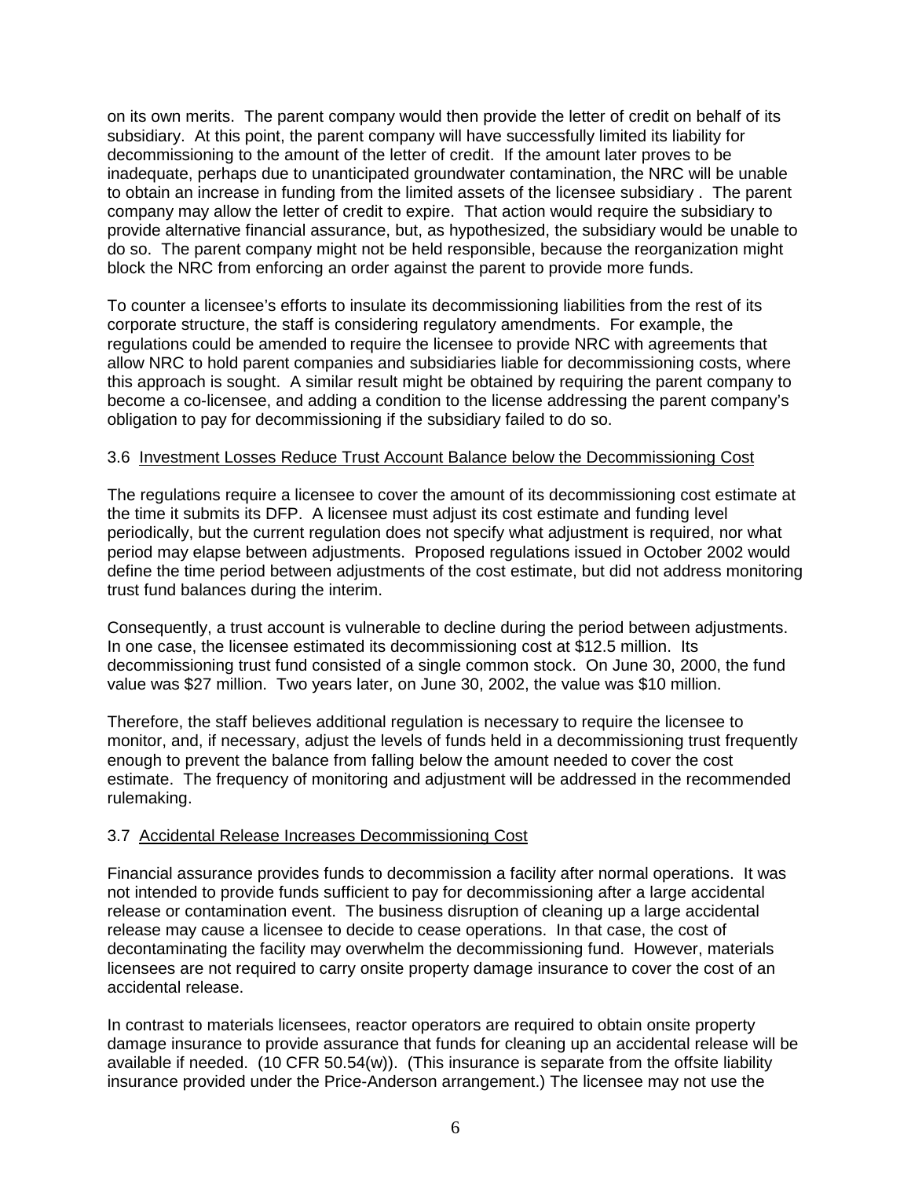on its own merits. The parent company would then provide the letter of credit on behalf of its subsidiary. At this point, the parent company will have successfully limited its liability for decommissioning to the amount of the letter of credit. If the amount later proves to be inadequate, perhaps due to unanticipated groundwater contamination, the NRC will be unable to obtain an increase in funding from the limited assets of the licensee subsidiary . The parent company may allow the letter of credit to expire. That action would require the subsidiary to provide alternative financial assurance, but, as hypothesized, the subsidiary would be unable to do so. The parent company might not be held responsible, because the reorganization might block the NRC from enforcing an order against the parent to provide more funds.

To counter a licensee's efforts to insulate its decommissioning liabilities from the rest of its corporate structure, the staff is considering regulatory amendments. For example, the regulations could be amended to require the licensee to provide NRC with agreements that allow NRC to hold parent companies and subsidiaries liable for decommissioning costs, where this approach is sought. A similar result might be obtained by requiring the parent company to become a co-licensee, and adding a condition to the license addressing the parent company's obligation to pay for decommissioning if the subsidiary failed to do so.

### 3.6 Investment Losses Reduce Trust Account Balance below the Decommissioning Cost

The regulations require a licensee to cover the amount of its decommissioning cost estimate at the time it submits its DFP. A licensee must adjust its cost estimate and funding level periodically, but the current regulation does not specify what adjustment is required, nor what period may elapse between adjustments. Proposed regulations issued in October 2002 would define the time period between adjustments of the cost estimate, but did not address monitoring trust fund balances during the interim.

Consequently, a trust account is vulnerable to decline during the period between adjustments. In one case, the licensee estimated its decommissioning cost at \$12.5 million. Its decommissioning trust fund consisted of a single common stock. On June 30, 2000, the fund value was \$27 million. Two years later, on June 30, 2002, the value was \$10 million.

Therefore, the staff believes additional regulation is necessary to require the licensee to monitor, and, if necessary, adjust the levels of funds held in a decommissioning trust frequently enough to prevent the balance from falling below the amount needed to cover the cost estimate. The frequency of monitoring and adjustment will be addressed in the recommended rulemaking.

### 3.7 Accidental Release Increases Decommissioning Cost

Financial assurance provides funds to decommission a facility after normal operations. It was not intended to provide funds sufficient to pay for decommissioning after a large accidental release or contamination event. The business disruption of cleaning up a large accidental release may cause a licensee to decide to cease operations. In that case, the cost of decontaminating the facility may overwhelm the decommissioning fund. However, materials licensees are not required to carry onsite property damage insurance to cover the cost of an accidental release.

In contrast to materials licensees, reactor operators are required to obtain onsite property damage insurance to provide assurance that funds for cleaning up an accidental release will be available if needed. (10 CFR 50.54(w)). (This insurance is separate from the offsite liability insurance provided under the Price-Anderson arrangement.) The licensee may not use the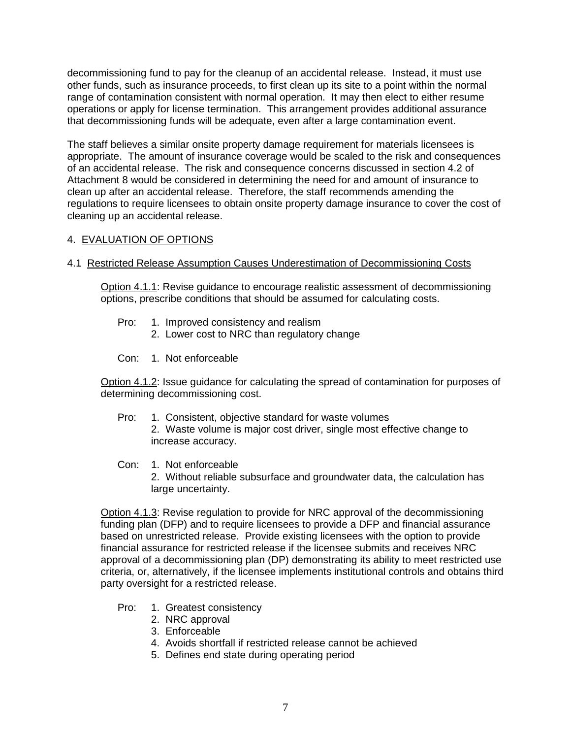decommissioning fund to pay for the cleanup of an accidental release. Instead, it must use other funds, such as insurance proceeds, to first clean up its site to a point within the normal range of contamination consistent with normal operation. It may then elect to either resume operations or apply for license termination. This arrangement provides additional assurance that decommissioning funds will be adequate, even after a large contamination event.

The staff believes a similar onsite property damage requirement for materials licensees is appropriate. The amount of insurance coverage would be scaled to the risk and consequences of an accidental release. The risk and consequence concerns discussed in section 4.2 of Attachment 8 would be considered in determining the need for and amount of insurance to clean up after an accidental release. Therefore, the staff recommends amending the regulations to require licensees to obtain onsite property damage insurance to cover the cost of cleaning up an accidental release.

## 4. EVALUATION OF OPTIONS

### 4.1 Restricted Release Assumption Causes Underestimation of Decommissioning Costs

Option 4.1.1: Revise guidance to encourage realistic assessment of decommissioning options, prescribe conditions that should be assumed for calculating costs.

Pro:
1. Improved consistency and realism
2. Lower cost to NRC than regulatory change

Con:
1. Not enforceable

Option 4.1.2: Issue guidance for calculating the spread of contamination for purposes of determining decommissioning cost.

Pro:
1. Consistent, objective standard for waste volumes
2. Waste volume is major cost driver, single most effective change to increase accuracy.

Con:
1. Not enforceable
2. Without reliable subsurface and groundwater data, the calculation has large uncertainty.

Option 4.1.3: Revise regulation to provide for NRC approval of the decommissioning funding plan (DFP) and to require licensees to provide a DFP and financial assurance based on unrestricted release. Provide existing licensees with the option to provide financial assurance for restricted release if the licensee submits and receives NRC approval of a decommissioning plan (DP) demonstrating its ability to meet restricted use criteria, or, alternatively, if the licensee implements institutional controls and obtains third party oversight for a restricted release.

Pro:
1. Greatest consistency
2. NRC approval
3. Enforceable
4. Avoids shortfall if restricted release cannot be achieved
5. Defines end state during operating period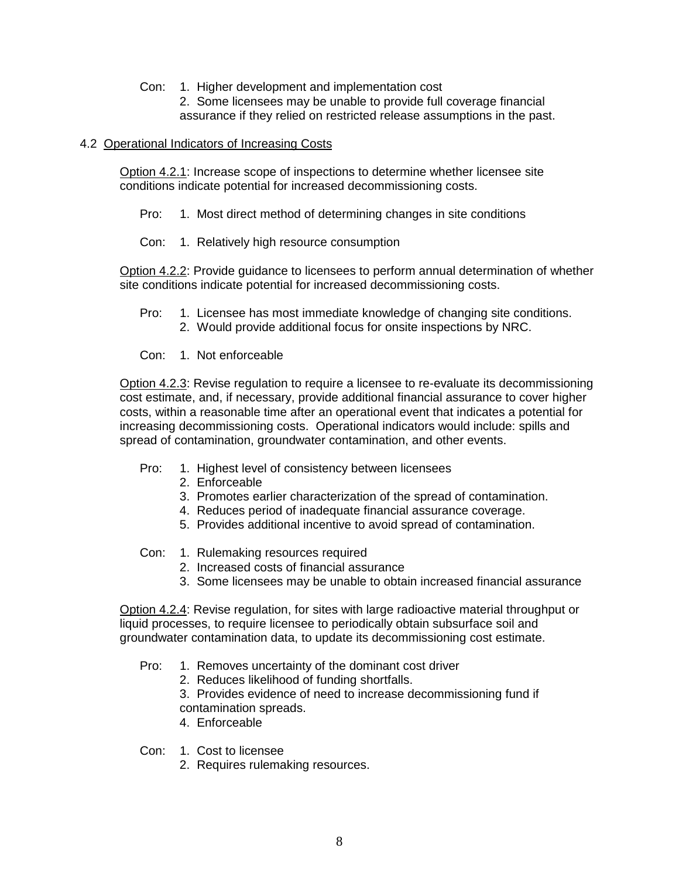Con: 1. Higher development and implementation cost
2. Some licensees may be unable to provide full coverage financial assurance if they relied on restricted release assumptions in the past.

## 4.2 Operational Indicators of Increasing Costs

Option 4.2.1: Increase scope of inspections to determine whether licensee site conditions indicate potential for increased decommissioning costs.

Pro: 1. Most direct method of determining changes in site conditions

Con: 1. Relatively high resource consumption

Option 4.2.2: Provide guidance to licensees to perform annual determination of whether site conditions indicate potential for increased decommissioning costs.

Pro: 1. Licensee has most immediate knowledge of changing site conditions.
2. Would provide additional focus for onsite inspections by NRC.

Con: 1. Not enforceable

Option 4.2.3: Revise regulation to require a licensee to re-evaluate its decommissioning cost estimate, and, if necessary, provide additional financial assurance to cover higher costs, within a reasonable time after an operational event that indicates a potential for increasing decommissioning costs. Operational indicators would include: spills and spread of contamination, groundwater contamination, and other events.

Pro: 1. Highest level of consistency between licensees
2. Enforceable
3. Promotes earlier characterization of the spread of contamination.
4. Reduces period of inadequate financial assurance coverage.
5. Provides additional incentive to avoid spread of contamination.

Con: 1. Rulemaking resources required
2. Increased costs of financial assurance
3. Some licensees may be unable to obtain increased financial assurance

Option 4.2.4: Revise regulation, for sites with large radioactive material throughput or liquid processes, to require licensee to periodically obtain subsurface soil and groundwater contamination data, to update its decommissioning cost estimate.

Pro: 1. Removes uncertainty of the dominant cost driver
2. Reduces likelihood of funding shortfalls.
3. Provides evidence of need to increase decommissioning fund if contamination spreads.
4. Enforceable

Con: 1. Cost to licensee
2. Requires rulemaking resources.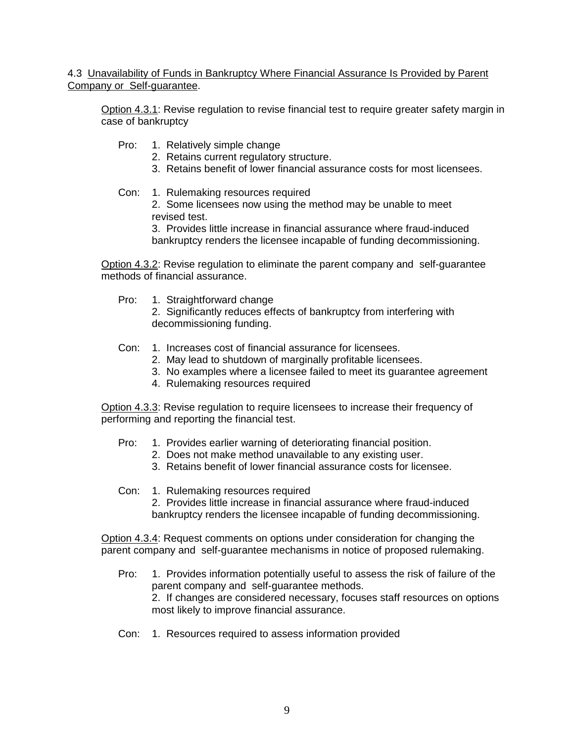4.3 <u>Unavailability of Funds in Bankruptcy Where Financial Assurance Is Provided by Parent Company or Self-guarantee</u>.

<u>Option 4.3.1</u>: Revise regulation to revise financial test to require greater safety margin in case of bankruptcy

Pro:
1. Relatively simple change
2. Retains current regulatory structure.
3. Retains benefit of lower financial assurance costs for most licensees.

Con:
1. Rulemaking resources required
2. Some licensees now using the method may be unable to meet revised test.
3. Provides little increase in financial assurance where fraud-induced bankruptcy renders the licensee incapable of funding decommissioning.

<u>Option 4.3.2</u>: Revise regulation to eliminate the parent company and self-guarantee methods of financial assurance.

Pro:
1. Straightforward change
2. Significantly reduces effects of bankruptcy from interfering with decommissioning funding.

Con:
1. Increases cost of financial assurance for licensees.
2. May lead to shutdown of marginally profitable licensees.
3. No examples where a licensee failed to meet its guarantee agreement
4. Rulemaking resources required

<u>Option 4.3.3</u>: Revise regulation to require licensees to increase their frequency of performing and reporting the financial test.

Pro:
1. Provides earlier warning of deteriorating financial position.
2. Does not make method unavailable to any existing user.
3. Retains benefit of lower financial assurance costs for licensee.

Con:
1. Rulemaking resources required
2. Provides little increase in financial assurance where fraud-induced bankruptcy renders the licensee incapable of funding decommissioning.

<u>Option 4.3.4</u>: Request comments on options under consideration for changing the parent company and self-guarantee mechanisms in notice of proposed rulemaking.

Pro:
1. Provides information potentially useful to assess the risk of failure of the parent company and self-guarantee methods.
2. If changes are considered necessary, focuses staff resources on options most likely to improve financial assurance.

Con:
1. Resources required to assess information provided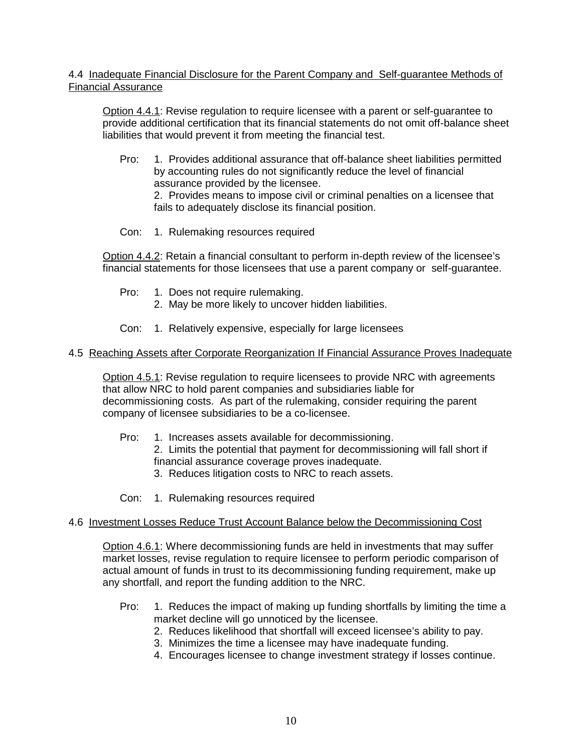4.4 Inadequate Financial Disclosure for the Parent Company and Self-guarantee Methods of Financial Assurance

Option 4.4.1: Revise regulation to require licensee with a parent or self-guarantee to provide additional certification that its financial statements do not omit off-balance sheet liabilities that would prevent it from meeting the financial test.

Pro:
1. Provides additional assurance that off-balance sheet liabilities permitted by accounting rules do not significantly reduce the level of financial assurance provided by the licensee.
2. Provides means to impose civil or criminal penalties on a licensee that fails to adequately disclose its financial position.

Con:
1. Rulemaking resources required

Option 4.4.2: Retain a financial consultant to perform in-depth review of the licensee's financial statements for those licensees that use a parent company or self-guarantee.

Pro:
1. Does not require rulemaking.
2. May be more likely to uncover hidden liabilities.

Con:
1. Relatively expensive, especially for large licensees

4.5 Reaching Assets after Corporate Reorganization If Financial Assurance Proves Inadequate

Option 4.5.1: Revise regulation to require licensees to provide NRC with agreements that allow NRC to hold parent companies and subsidiaries liable for decommissioning costs. As part of the rulemaking, consider requiring the parent company of licensee subsidiaries to be a co-licensee.

Pro:
1. Increases assets available for decommissioning.
2. Limits the potential that payment for decommissioning will fall short if financial assurance coverage proves inadequate.
3. Reduces litigation costs to NRC to reach assets.

Con:
1. Rulemaking resources required

4.6 Investment Losses Reduce Trust Account Balance below the Decommissioning Cost

Option 4.6.1: Where decommissioning funds are held in investments that may suffer market losses, revise regulation to require licensee to perform periodic comparison of actual amount of funds in trust to its decommissioning funding requirement, make up any shortfall, and report the funding addition to the NRC.

Pro:
1. Reduces the impact of making up funding shortfalls by limiting the time a market decline will go unnoticed by the licensee.
2. Reduces likelihood that shortfall will exceed licensee's ability to pay.
3. Minimizes the time a licensee may have inadequate funding.
4. Encourages licensee to change investment strategy if losses continue.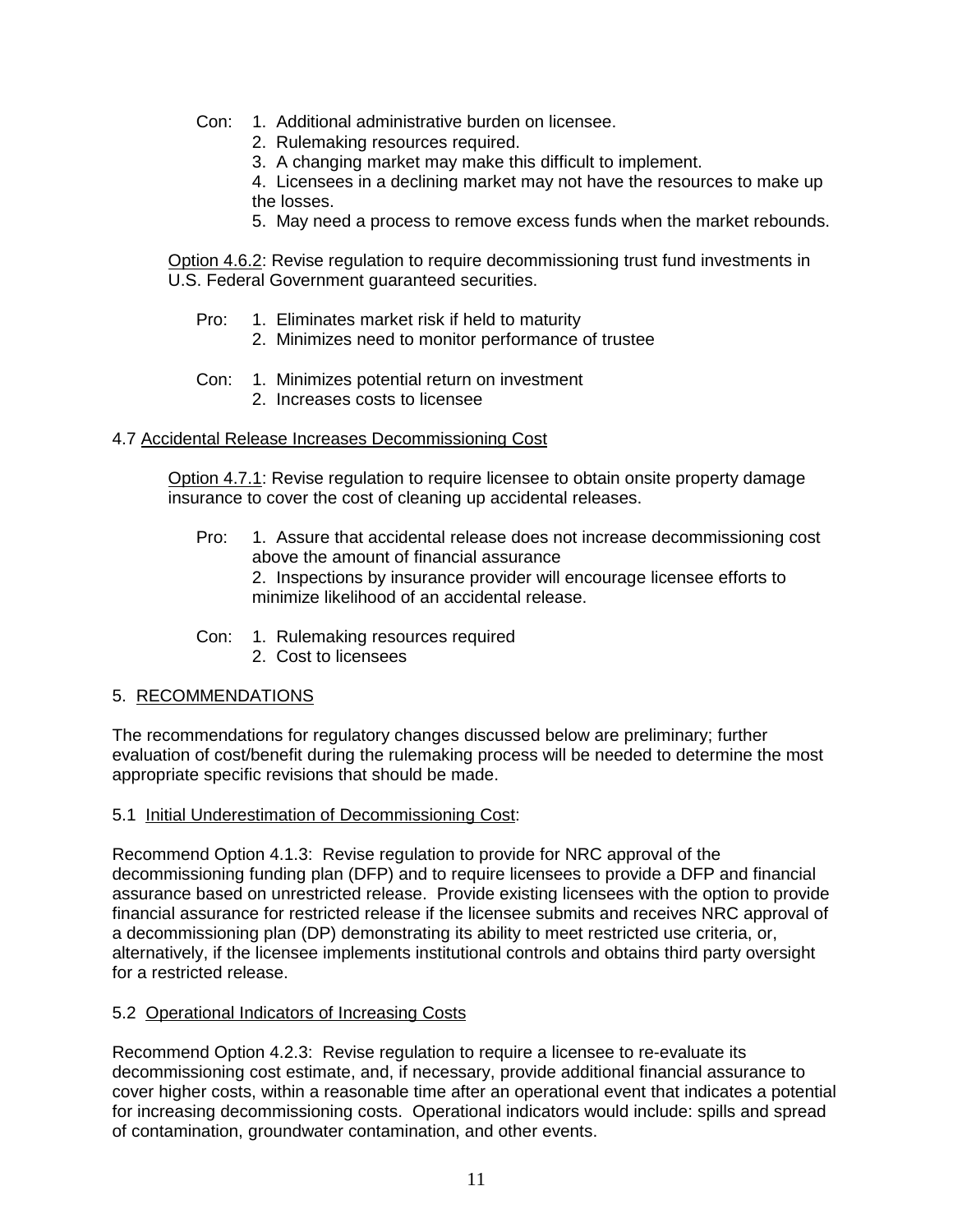Con: 1. Additional administrative burden on licensee.
2. Rulemaking resources required.
3. A changing market may make this difficult to implement.
4. Licensees in a declining market may not have the resources to make up the losses.
5. May need a process to remove excess funds when the market rebounds.

Option 4.6.2: Revise regulation to require decommissioning trust fund investments in U.S. Federal Government guaranteed securities.

Pro: 1. Eliminates market risk if held to maturity
2. Minimizes need to monitor performance of trustee

Con: 1. Minimizes potential return on investment
2. Increases costs to licensee

4.7 Accidental Release Increases Decommissioning Cost

Option 4.7.1: Revise regulation to require licensee to obtain onsite property damage insurance to cover the cost of cleaning up accidental releases.

Pro: 1. Assure that accidental release does not increase decommissioning cost above the amount of financial assurance
2. Inspections by insurance provider will encourage licensee efforts to minimize likelihood of an accidental release.

Con: 1. Rulemaking resources required
2. Cost to licensees

## 5. RECOMMENDATIONS

The recommendations for regulatory changes discussed below are preliminary; further evaluation of cost/benefit during the rulemaking process will be needed to determine the most appropriate specific revisions that should be made.

### 5.1 Initial Underestimation of Decommissioning Cost:

Recommend Option 4.1.3: Revise regulation to provide for NRC approval of the decommissioning funding plan (DFP) and to require licensees to provide a DFP and financial assurance based on unrestricted release. Provide existing licensees with the option to provide financial assurance for restricted release if the licensee submits and receives NRC approval of a decommissioning plan (DP) demonstrating its ability to meet restricted use criteria, or, alternatively, if the licensee implements institutional controls and obtains third party oversight for a restricted release.

### 5.2 Operational Indicators of Increasing Costs

Recommend Option 4.2.3: Revise regulation to require a licensee to re-evaluate its decommissioning cost estimate, and, if necessary, provide additional financial assurance to cover higher costs, within a reasonable time after an operational event that indicates a potential for increasing decommissioning costs. Operational indicators would include: spills and spread of contamination, groundwater contamination, and other events.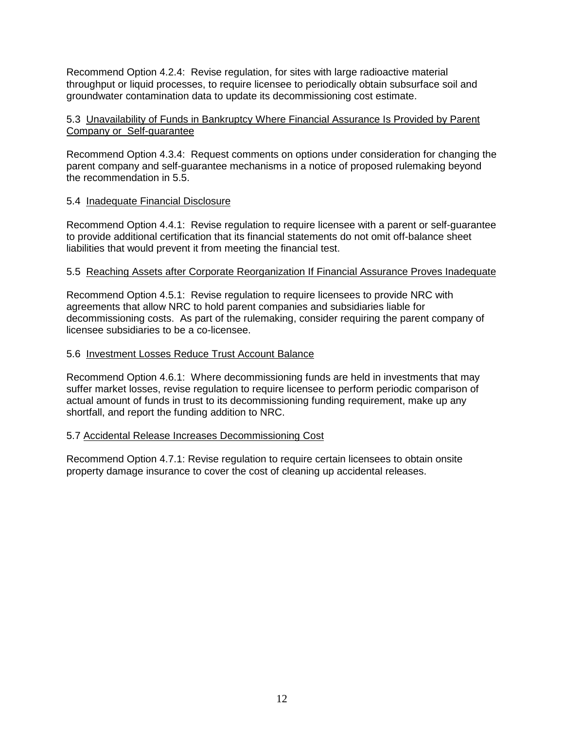Recommend Option 4.2.4: Revise regulation, for sites with large radioactive material throughput or liquid processes, to require licensee to periodically obtain subsurface soil and groundwater contamination data to update its decommissioning cost estimate.

5.3 Unavailability of Funds in Bankruptcy Where Financial Assurance Is Provided by Parent Company or Self-guarantee

Recommend Option 4.3.4: Request comments on options under consideration for changing the parent company and self-guarantee mechanisms in a notice of proposed rulemaking beyond the recommendation in 5.5.

5.4 Inadequate Financial Disclosure

Recommend Option 4.4.1: Revise regulation to require licensee with a parent or self-guarantee to provide additional certification that its financial statements do not omit off-balance sheet liabilities that would prevent it from meeting the financial test.

5.5 Reaching Assets after Corporate Reorganization If Financial Assurance Proves Inadequate

Recommend Option 4.5.1: Revise regulation to require licensees to provide NRC with agreements that allow NRC to hold parent companies and subsidiaries liable for decommissioning costs. As part of the rulemaking, consider requiring the parent company of licensee subsidiaries to be a co-licensee.

5.6 Investment Losses Reduce Trust Account Balance

Recommend Option 4.6.1: Where decommissioning funds are held in investments that may suffer market losses, revise regulation to require licensee to perform periodic comparison of actual amount of funds in trust to its decommissioning funding requirement, make up any shortfall, and report the funding addition to NRC.

5.7 Accidental Release Increases Decommissioning Cost

Recommend Option 4.7.1: Revise regulation to require certain licensees to obtain onsite property damage insurance to cover the cost of cleaning up accidental releases.